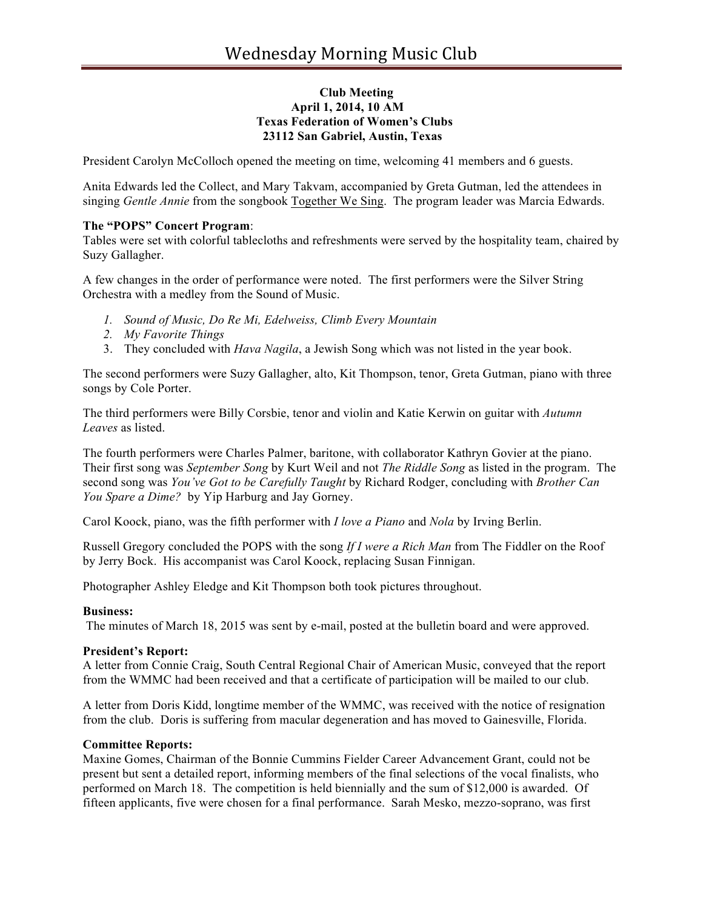# Wednesday Morning Music Club

**Club Meeting**
**April 1, 2014, 10 AM**
**Texas Federation of Women's Clubs**
**23112 San Gabriel, Austin, Texas**

President Carolyn McColloch opened the meeting on time, welcoming 41 members and 6 guests.

Anita Edwards led the Collect, and Mary Takvam, accompanied by Greta Gutman, led the attendees in singing *Gentle Annie* from the songbook Together We Sing. The program leader was Marcia Edwards.

**The "POPS" Concert Program**:
Tables were set with colorful tablecloths and refreshments were served by the hospitality team, chaired by Suzy Gallagher.

A few changes in the order of performance were noted. The first performers were the Silver String Orchestra with a medley from the Sound of Music.

1. *Sound of Music, Do Re Mi, Edelweiss, Climb Every Mountain*
2. *My Favorite Things*
3. They concluded with *Hava Nagila*, a Jewish Song which was not listed in the year book.

The second performers were Suzy Gallagher, alto, Kit Thompson, tenor, Greta Gutman, piano with three songs by Cole Porter.

The third performers were Billy Corsbie, tenor and violin and Katie Kerwin on guitar with *Autumn Leaves* as listed.

The fourth performers were Charles Palmer, baritone, with collaborator Kathryn Govier at the piano. Their first song was *September Song* by Kurt Weil and not *The Riddle Song* as listed in the program. The second song was *You've Got to be Carefully Taught* by Richard Rodger, concluding with *Brother Can You Spare a Dime?* by Yip Harburg and Jay Gorney.

Carol Koock, piano, was the fifth performer with *I love a Piano* and *Nola* by Irving Berlin.

Russell Gregory concluded the POPS with the song *If I were a Rich Man* from The Fiddler on the Roof by Jerry Bock. His accompanist was Carol Koock, replacing Susan Finnigan.

Photographer Ashley Eledge and Kit Thompson both took pictures throughout.

**Business:**
The minutes of March 18, 2015 was sent by e-mail, posted at the bulletin board and were approved.

**President's Report:**
A letter from Connie Craig, South Central Regional Chair of American Music, conveyed that the report from the WMMC had been received and that a certificate of participation will be mailed to our club.

A letter from Doris Kidd, longtime member of the WMMC, was received with the notice of resignation from the club. Doris is suffering from macular degeneration and has moved to Gainesville, Florida.

**Committee Reports:**
Maxine Gomes, Chairman of the Bonnie Cummins Fielder Career Advancement Grant, could not be present but sent a detailed report, informing members of the final selections of the vocal finalists, who performed on March 18. The competition is held biennially and the sum of $12,000 is awarded. Of fifteen applicants, five were chosen for a final performance. Sarah Mesko, mezzo-soprano, was first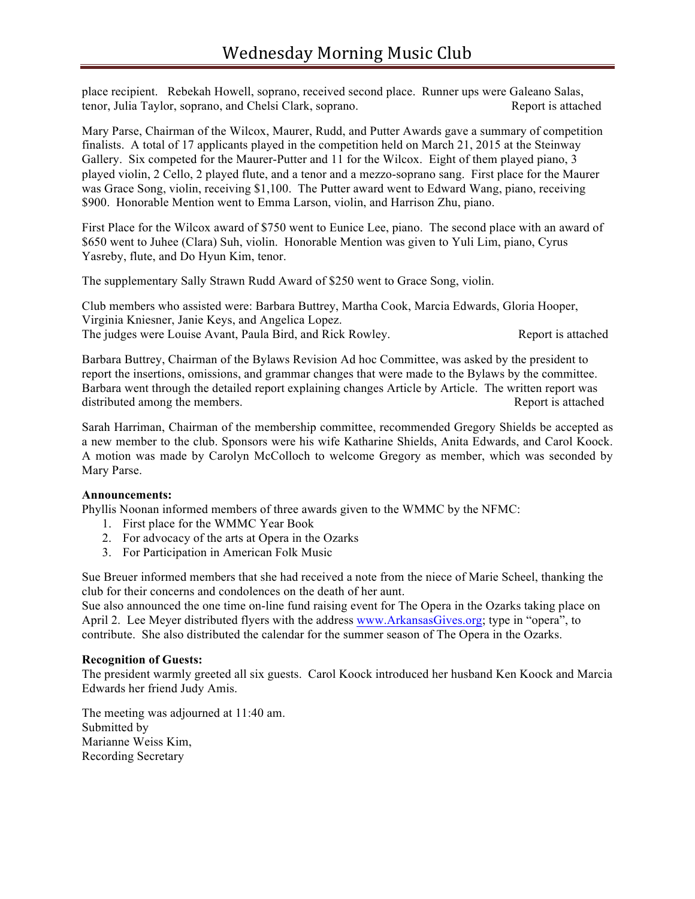place recipient. Rebekah Howell, soprano, received second place. Runner ups were Galeano Salas, tenor, Julia Taylor, soprano, and Chelsi Clark, soprano. Report is attached

Mary Parse, Chairman of the Wilcox, Maurer, Rudd, and Putter Awards gave a summary of competition finalists. A total of 17 applicants played in the competition held on March 21, 2015 at the Steinway Gallery. Six competed for the Maurer-Putter and 11 for the Wilcox. Eight of them played piano, 3 played violin, 2 Cello, 2 played flute, and a tenor and a mezzo-soprano sang. First place for the Maurer was Grace Song, violin, receiving $1,100. The Putter award went to Edward Wang, piano, receiving $900. Honorable Mention went to Emma Larson, violin, and Harrison Zhu, piano.

First Place for the Wilcox award of $750 went to Eunice Lee, piano. The second place with an award of $650 went to Juhee (Clara) Suh, violin. Honorable Mention was given to Yuli Lim, piano, Cyrus Yasreby, flute, and Do Hyun Kim, tenor.

The supplementary Sally Strawn Rudd Award of $250 went to Grace Song, violin.

Club members who assisted were: Barbara Buttrey, Martha Cook, Marcia Edwards, Gloria Hooper, Virginia Kniesner, Janie Keys, and Angelica Lopez.
The judges were Louise Avant, Paula Bird, and Rick Rowley. Report is attached

Barbara Buttrey, Chairman of the Bylaws Revision Ad hoc Committee, was asked by the president to report the insertions, omissions, and grammar changes that were made to the Bylaws by the committee. Barbara went through the detailed report explaining changes Article by Article. The written report was distributed among the members. Report is attached

Sarah Harriman, Chairman of the membership committee, recommended Gregory Shields be accepted as a new member to the club. Sponsors were his wife Katharine Shields, Anita Edwards, and Carol Koock. A motion was made by Carolyn McColloch to welcome Gregory as member, which was seconded by Mary Parse.

**Announcements:**
Phyllis Noonan informed members of three awards given to the WMMC by the NFMC:

1. First place for the WMMC Year Book
2. For advocacy of the arts at Opera in the Ozarks
3. For Participation in American Folk Music

Sue Breuer informed members that she had received a note from the niece of Marie Scheel, thanking the club for their concerns and condolences on the death of her aunt.
Sue also announced the one time on-line fund raising event for The Opera in the Ozarks taking place on April 2. Lee Meyer distributed flyers with the address www.ArkansasGives.org; type in "opera", to contribute. She also distributed the calendar for the summer season of The Opera in the Ozarks.

**Recognition of Guests:**
The president warmly greeted all six guests. Carol Koock introduced her husband Ken Koock and Marcia Edwards her friend Judy Amis.

The meeting was adjourned at 11:40 am.
Submitted by
Marianne Weiss Kim,
Recording Secretary